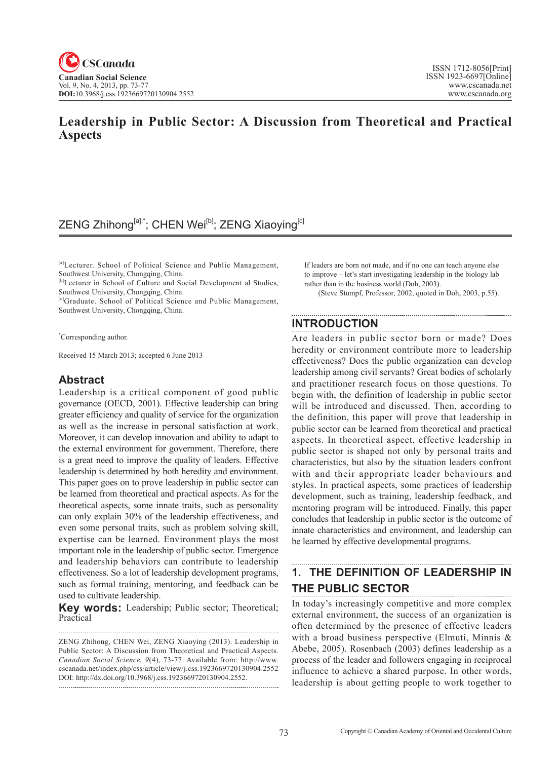# Leadership in Public Sector: A Discussion from Theoretical and Practical Aspects

ZENG Zhihong[a],*; CHEN Wei[b]; ZENG Xiaoying[c]

[a]Lecturer. School of Political Science and Public Management, Southwest University, Chongqing, China.
[b]Lecturer in School of Culture and Social Development al Studies, Southwest University, Chongqing, China.
[c]Graduate. School of Political Science and Public Management, Southwest University, Chongqing, China.

*Corresponding author.

Received 15 March 2013; accepted 6 June 2013

## Abstract

Leadership is a critical component of good public governance (OECD, 2001). Effective leadership can bring greater efficiency and quality of service for the organization as well as the increase in personal satisfaction at work. Moreover, it can develop innovation and ability to adapt to the external environment for government. Therefore, there is a great need to improve the quality of leaders. Effective leadership is determined by both heredity and environment. This paper goes on to prove leadership in public sector can be learned from theoretical and practical aspects. As for the theoretical aspects, some innate traits, such as personality can only explain 30% of the leadership effectiveness, and even some personal traits, such as problem solving skill, expertise can be learned. Environment plays the most important role in the leadership of public sector. Emergence and leadership behaviors can contribute to leadership effectiveness. So a lot of leadership development programs, such as formal training, mentoring, and feedback can be used to cultivate leadership.

**Key words:** Leadership; Public sector; Theoretical; Practical

ZENG Zhihong, CHEN Wei, ZENG Xiaoying (2013). Leadership in Public Sector: A Discussion from Theoretical and Practical Aspects. *Canadian Social Science, 9*(4), 73-77. Available from: http://www.cscanada.net/index.php/css/article/view/j.css.1923669720130904.2552 DOI: http://dx.doi.org/10.3968/j.css.1923669720130904.2552.

> If leaders are born not made, and if no one can teach anyone else to improve – let's start investigating leadership in the biology lab rather than in the business world (Doh, 2003).
>
> (Steve Stumpf, Professor, 2002, quoted in Doh, 2003, p.55).

## INTRODUCTION

Are leaders in public sector born or made? Does heredity or environment contribute more to leadership effectiveness? Does the public organization can develop leadership among civil servants? Great bodies of scholarly and practitioner research focus on those questions. To begin with, the definition of leadership in public sector will be introduced and discussed. Then, according to the definition, this paper will prove that leadership in public sector can be learned from theoretical and practical aspects. In theoretical aspect, effective leadership in public sector is shaped not only by personal traits and characteristics, but also by the situation leaders confront with and their appropriate leader behaviours and styles. In practical aspects, some practices of leadership development, such as training, leadership feedback, and mentoring program will be introduced. Finally, this paper concludes that leadership in public sector is the outcome of innate characteristics and environment, and leadership can be learned by effective developmental programs.

## 1. THE DEFINITION OF LEADERSHIP IN THE PUBLIC SECTOR

In today's increasingly competitive and more complex external environment, the success of an organization is often determined by the presence of effective leaders with a broad business perspective (Elmuti, Minnis & Abebe, 2005). Rosenbach (2003) defines leadership as a process of the leader and followers engaging in reciprocal influence to achieve a shared purpose. In other words, leadership is about getting people to work together to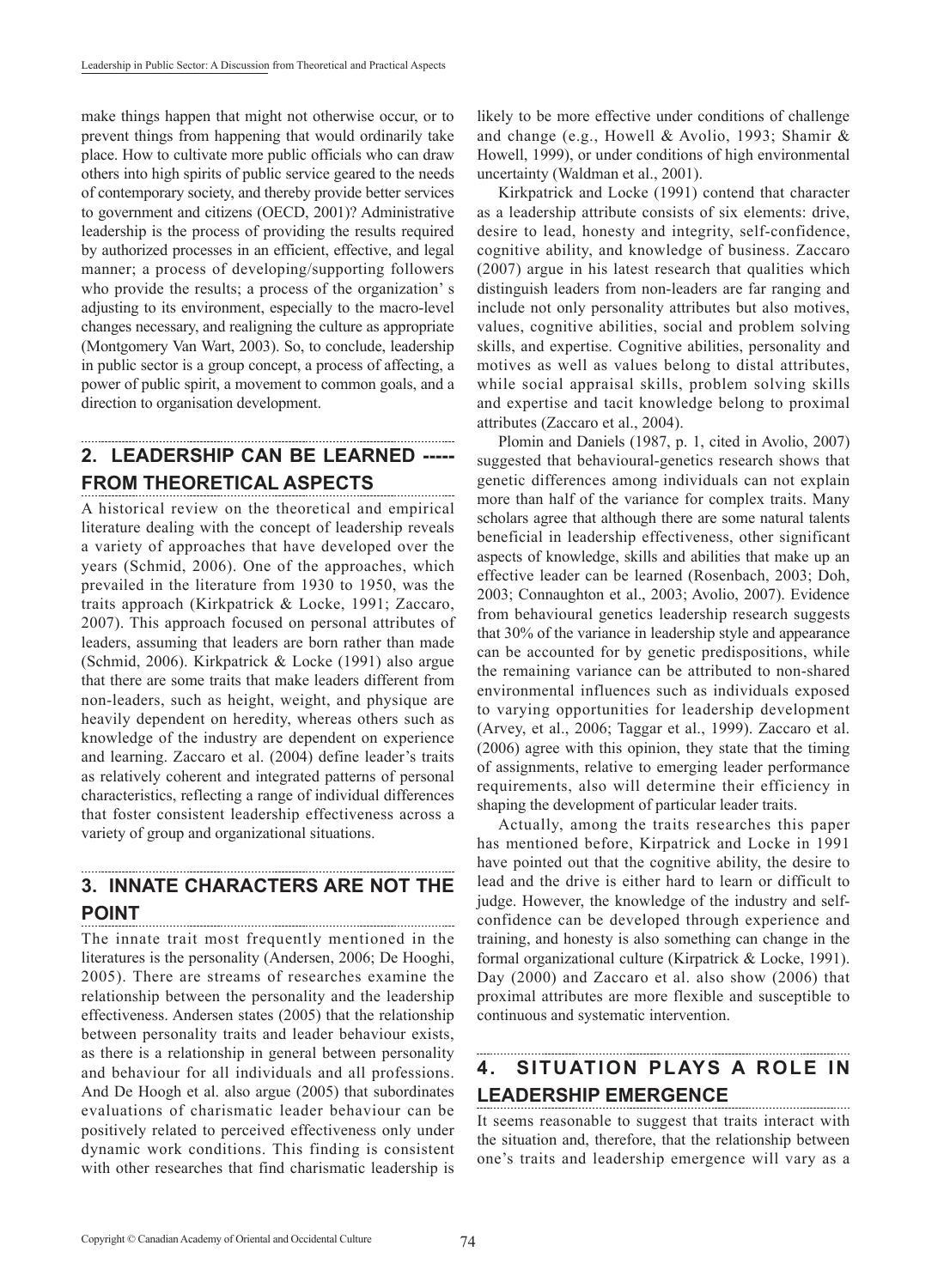make things happen that might not otherwise occur, or to prevent things from happening that would ordinarily take place. How to cultivate more public officials who can draw others into high spirits of public service geared to the needs of contemporary society, and thereby provide better services to government and citizens (OECD, 2001)? Administrative leadership is the process of providing the results required by authorized processes in an efficient, effective, and legal manner; a process of developing/supporting followers who provide the results; a process of the organization' s adjusting to its environment, especially to the macro-level changes necessary, and realigning the culture as appropriate (Montgomery Van Wart, 2003). So, to conclude, leadership in public sector is a group concept, a process of affecting, a power of public spirit, a movement to common goals, and a direction to organisation development.

## 2. LEADERSHIP CAN BE LEARNED ----- FROM THEORETICAL ASPECTS

A historical review on the theoretical and empirical literature dealing with the concept of leadership reveals a variety of approaches that have developed over the years (Schmid, 2006). One of the approaches, which prevailed in the literature from 1930 to 1950, was the traits approach (Kirkpatrick & Locke, 1991; Zaccaro, 2007). This approach focused on personal attributes of leaders, assuming that leaders are born rather than made (Schmid, 2006). Kirkpatrick & Locke (1991) also argue that there are some traits that make leaders different from non-leaders, such as height, weight, and physique are heavily dependent on heredity, whereas others such as knowledge of the industry are dependent on experience and learning. Zaccaro et al. (2004) define leader's traits as relatively coherent and integrated patterns of personal characteristics, reflecting a range of individual differences that foster consistent leadership effectiveness across a variety of group and organizational situations.

## 3. INNATE CHARACTERS ARE NOT THE POINT

The innate trait most frequently mentioned in the literatures is the personality (Andersen, 2006; De Hooghi, 2005). There are streams of researches examine the relationship between the personality and the leadership effectiveness. Andersen states (2005) that the relationship between personality traits and leader behaviour exists, as there is a relationship in general between personality and behaviour for all individuals and all professions. And De Hoogh et al. also argue (2005) that subordinates evaluations of charismatic leader behaviour can be positively related to perceived effectiveness only under dynamic work conditions. This finding is consistent with other researches that find charismatic leadership is likely to be more effective under conditions of challenge and change (e.g., Howell & Avolio, 1993; Shamir & Howell, 1999), or under conditions of high environmental uncertainty (Waldman et al., 2001).

Kirkpatrick and Locke (1991) contend that character as a leadership attribute consists of six elements: drive, desire to lead, honesty and integrity, self-confidence, cognitive ability, and knowledge of business. Zaccaro (2007) argue in his latest research that qualities which distinguish leaders from non-leaders are far ranging and include not only personality attributes but also motives, values, cognitive abilities, social and problem solving skills, and expertise. Cognitive abilities, personality and motives as well as values belong to distal attributes, while social appraisal skills, problem solving skills and expertise and tacit knowledge belong to proximal attributes (Zaccaro et al., 2004).

Plomin and Daniels (1987, p. 1, cited in Avolio, 2007) suggested that behavioural-genetics research shows that genetic differences among individuals can not explain more than half of the variance for complex traits. Many scholars agree that although there are some natural talents beneficial in leadership effectiveness, other significant aspects of knowledge, skills and abilities that make up an effective leader can be learned (Rosenbach, 2003; Doh, 2003; Connaughton et al., 2003; Avolio, 2007). Evidence from behavioural genetics leadership research suggests that 30% of the variance in leadership style and appearance can be accounted for by genetic predispositions, while the remaining variance can be attributed to non-shared environmental influences such as individuals exposed to varying opportunities for leadership development (Arvey, et al., 2006; Taggar et al., 1999). Zaccaro et al. (2006) agree with this opinion, they state that the timing of assignments, relative to emerging leader performance requirements, also will determine their efficiency in shaping the development of particular leader traits.

Actually, among the traits researches this paper has mentioned before, Kirpatrick and Locke in 1991 have pointed out that the cognitive ability, the desire to lead and the drive is either hard to learn or difficult to judge. However, the knowledge of the industry and self-confidence can be developed through experience and training, and honesty is also something can change in the formal organizational culture (Kirpatrick & Locke, 1991). Day (2000) and Zaccaro et al. also show (2006) that proximal attributes are more flexible and susceptible to continuous and systematic intervention.

## 4. SITUATION PLAYS A ROLE IN LEADERSHIP EMERGENCE

It seems reasonable to suggest that traits interact with the situation and, therefore, that the relationship between one's traits and leadership emergence will vary as a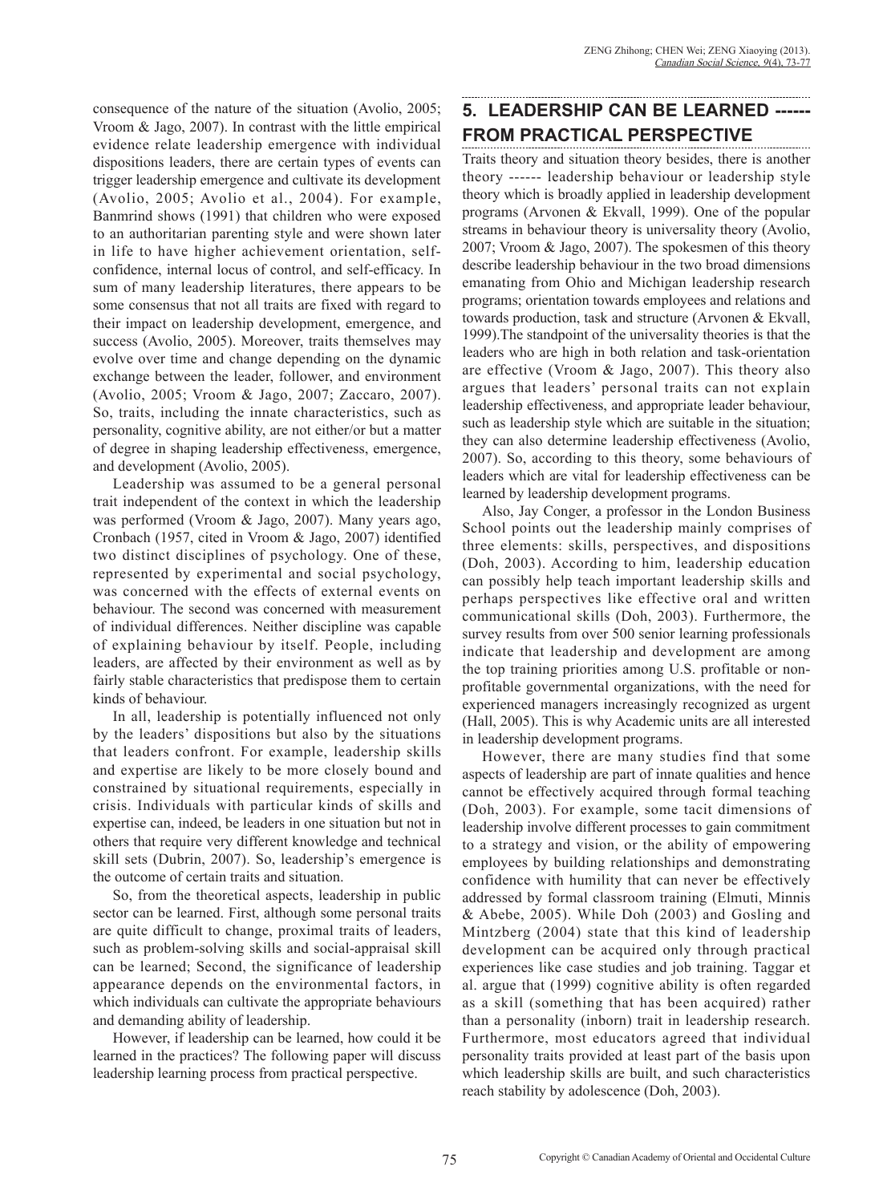consequence of the nature of the situation (Avolio, 2005; Vroom & Jago, 2007). In contrast with the little empirical evidence relate leadership emergence with individual dispositions leaders, there are certain types of events can trigger leadership emergence and cultivate its development (Avolio, 2005; Avolio et al., 2004). For example, Banmrind shows (1991) that children who were exposed to an authoritarian parenting style and were shown later in life to have higher achievement orientation, self-confidence, internal locus of control, and self-efficacy. In sum of many leadership literatures, there appears to be some consensus that not all traits are fixed with regard to their impact on leadership development, emergence, and success (Avolio, 2005). Moreover, traits themselves may evolve over time and change depending on the dynamic exchange between the leader, follower, and environment (Avolio, 2005; Vroom & Jago, 2007; Zaccaro, 2007). So, traits, including the innate characteristics, such as personality, cognitive ability, are not either/or but a matter of degree in shaping leadership effectiveness, emergence, and development (Avolio, 2005).

Leadership was assumed to be a general personal trait independent of the context in which the leadership was performed (Vroom & Jago, 2007). Many years ago, Cronbach (1957, cited in Vroom & Jago, 2007) identified two distinct disciplines of psychology. One of these, represented by experimental and social psychology, was concerned with the effects of external events on behaviour. The second was concerned with measurement of individual differences. Neither discipline was capable of explaining behaviour by itself. People, including leaders, are affected by their environment as well as by fairly stable characteristics that predispose them to certain kinds of behaviour.

In all, leadership is potentially influenced not only by the leaders' dispositions but also by the situations that leaders confront. For example, leadership skills and expertise are likely to be more closely bound and constrained by situational requirements, especially in crisis. Individuals with particular kinds of skills and expertise can, indeed, be leaders in one situation but not in others that require very different knowledge and technical skill sets (Dubrin, 2007). So, leadership's emergence is the outcome of certain traits and situation.

So, from the theoretical aspects, leadership in public sector can be learned. First, although some personal traits are quite difficult to change, proximal traits of leaders, such as problem-solving skills and social-appraisal skill can be learned; Second, the significance of leadership appearance depends on the environmental factors, in which individuals can cultivate the appropriate behaviours and demanding ability of leadership.

However, if leadership can be learned, how could it be learned in the practices? The following paper will discuss leadership learning process from practical perspective.

## 5. LEADERSHIP CAN BE LEARNED ------ FROM PRACTICAL PERSPECTIVE

Traits theory and situation theory besides, there is another theory ------ leadership behaviour or leadership style theory which is broadly applied in leadership development programs (Arvonen & Ekvall, 1999). One of the popular streams in behaviour theory is universality theory (Avolio, 2007; Vroom & Jago, 2007). The spokesmen of this theory describe leadership behaviour in the two broad dimensions emanating from Ohio and Michigan leadership research programs; orientation towards employees and relations and towards production, task and structure (Arvonen & Ekvall, 1999).The standpoint of the universality theories is that the leaders who are high in both relation and task-orientation are effective (Vroom & Jago, 2007). This theory also argues that leaders' personal traits can not explain leadership effectiveness, and appropriate leader behaviour, such as leadership style which are suitable in the situation; they can also determine leadership effectiveness (Avolio, 2007). So, according to this theory, some behaviours of leaders which are vital for leadership effectiveness can be learned by leadership development programs.

Also, Jay Conger, a professor in the London Business School points out the leadership mainly comprises of three elements: skills, perspectives, and dispositions (Doh, 2003). According to him, leadership education can possibly help teach important leadership skills and perhaps perspectives like effective oral and written communicational skills (Doh, 2003). Furthermore, the survey results from over 500 senior learning professionals indicate that leadership and development are among the top training priorities among U.S. profitable or non-profitable governmental organizations, with the need for experienced managers increasingly recognized as urgent (Hall, 2005). This is why Academic units are all interested in leadership development programs.

However, there are many studies find that some aspects of leadership are part of innate qualities and hence cannot be effectively acquired through formal teaching (Doh, 2003). For example, some tacit dimensions of leadership involve different processes to gain commitment to a strategy and vision, or the ability of empowering employees by building relationships and demonstrating confidence with humility that can never be effectively addressed by formal classroom training (Elmuti, Minnis & Abebe, 2005). While Doh (2003) and Gosling and Mintzberg (2004) state that this kind of leadership development can be acquired only through practical experiences like case studies and job training. Taggar et al. argue that (1999) cognitive ability is often regarded as a skill (something that has been acquired) rather than a personality (inborn) trait in leadership research. Furthermore, most educators agreed that individual personality traits provided at least part of the basis upon which leadership skills are built, and such characteristics reach stability by adolescence (Doh, 2003).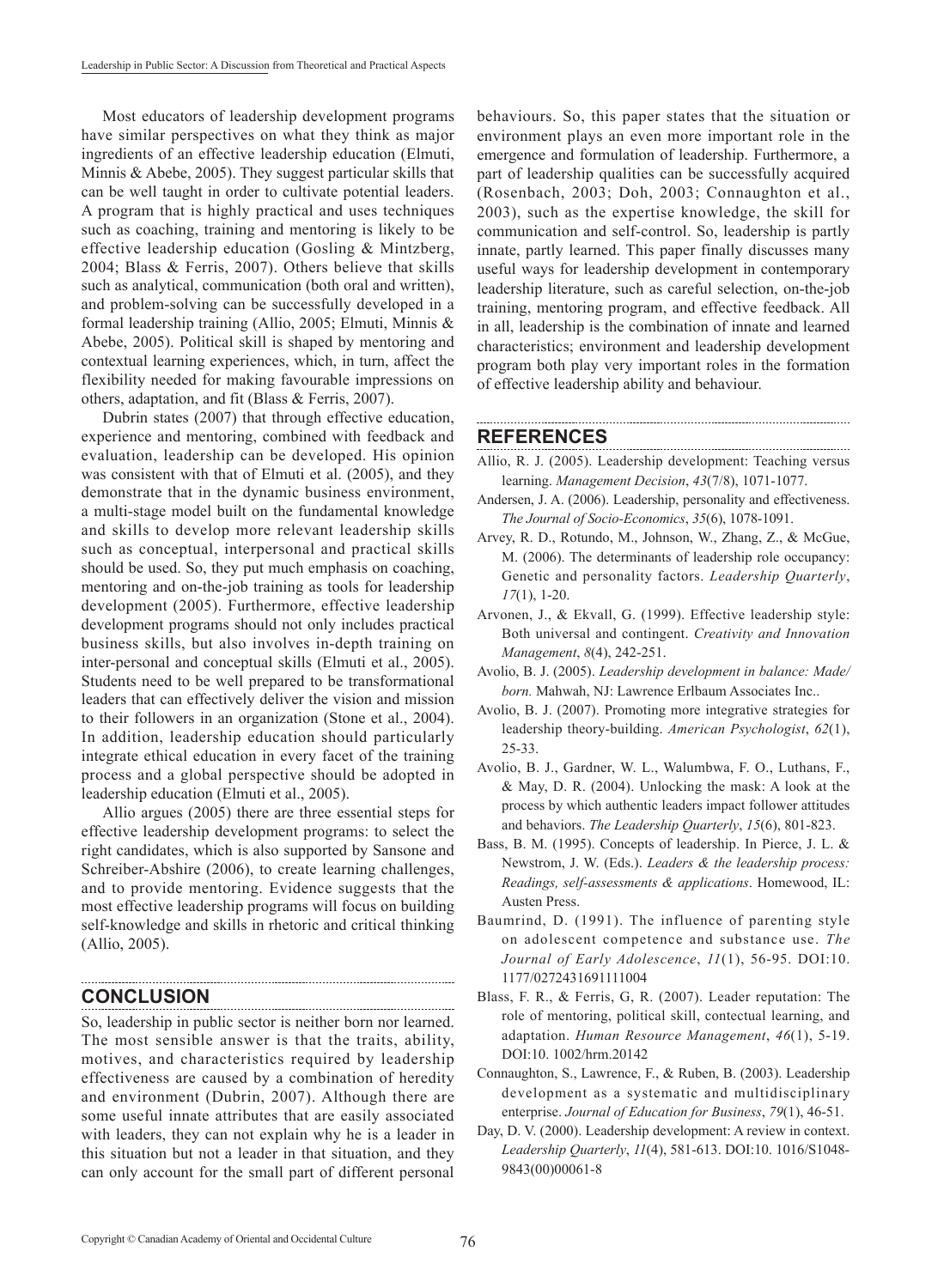Most educators of leadership development programs have similar perspectives on what they think as major ingredients of an effective leadership education (Elmuti, Minnis & Abebe, 2005). They suggest particular skills that can be well taught in order to cultivate potential leaders. A program that is highly practical and uses techniques such as coaching, training and mentoring is likely to be effective leadership education (Gosling & Mintzberg, 2004; Blass & Ferris, 2007). Others believe that skills such as analytical, communication (both oral and written), and problem-solving can be successfully developed in a formal leadership training (Allio, 2005; Elmuti, Minnis & Abebe, 2005). Political skill is shaped by mentoring and contextual learning experiences, which, in turn, affect the flexibility needed for making favourable impressions on others, adaptation, and fit (Blass & Ferris, 2007).

Dubrin states (2007) that through effective education, experience and mentoring, combined with feedback and evaluation, leadership can be developed. His opinion was consistent with that of Elmuti et al. (2005), and they demonstrate that in the dynamic business environment, a multi-stage model built on the fundamental knowledge and skills to develop more relevant leadership skills such as conceptual, interpersonal and practical skills should be used. So, they put much emphasis on coaching, mentoring and on-the-job training as tools for leadership development (2005). Furthermore, effective leadership development programs should not only includes practical business skills, but also involves in-depth training on inter-personal and conceptual skills (Elmuti et al., 2005). Students need to be well prepared to be transformational leaders that can effectively deliver the vision and mission to their followers in an organization (Stone et al., 2004). In addition, leadership education should particularly integrate ethical education in every facet of the training process and a global perspective should be adopted in leadership education (Elmuti et al., 2005).

Allio argues (2005) there are three essential steps for effective leadership development programs: to select the right candidates, which is also supported by Sansone and Schreiber-Abshire (2006), to create learning challenges, and to provide mentoring. Evidence suggests that the most effective leadership programs will focus on building self-knowledge and skills in rhetoric and critical thinking (Allio, 2005).

## CONCLUSION

So, leadership in public sector is neither born nor learned. The most sensible answer is that the traits, ability, motives, and characteristics required by leadership effectiveness are caused by a combination of heredity and environment (Dubrin, 2007). Although there are some useful innate attributes that are easily associated with leaders, they can not explain why he is a leader in this situation but not a leader in that situation, and they can only account for the small part of different personal behaviours. So, this paper states that the situation or environment plays an even more important role in the emergence and formulation of leadership. Furthermore, a part of leadership qualities can be successfully acquired (Rosenbach, 2003; Doh, 2003; Connaughton et al., 2003), such as the expertise knowledge, the skill for communication and self-control. So, leadership is partly innate, partly learned. This paper finally discusses many useful ways for leadership development in contemporary leadership literature, such as careful selection, on-the-job training, mentoring program, and effective feedback. All in all, leadership is the combination of innate and learned characteristics; environment and leadership development program both play very important roles in the formation of effective leadership ability and behaviour.

## REFERENCES

Allio, R. J. (2005). Leadership development: Teaching versus learning. *Management Decision*, *43*(7/8), 1071-1077.

Andersen, J. A. (2006). Leadership, personality and effectiveness. *The Journal of Socio-Economics*, *35*(6), 1078-1091.

Arvey, R. D., Rotundo, M., Johnson, W., Zhang, Z., & McGue, M. (2006). The determinants of leadership role occupancy: Genetic and personality factors. *Leadership Quarterly*, *17*(1), 1-20.

Arvonen, J., & Ekvall, G. (1999). Effective leadership style: Both universal and contingent. *Creativity and Innovation Management*, *8*(4), 242-251.

Avolio, B. J. (2005). *Leadership development in balance: Made/born.* Mahwah, NJ: Lawrence Erlbaum Associates Inc..

Avolio, B. J. (2007). Promoting more integrative strategies for leadership theory-building. *American Psychologist*, *62*(1), 25-33.

Avolio, B. J., Gardner, W. L., Walumbwa, F. O., Luthans, F., & May, D. R. (2004). Unlocking the mask: A look at the process by which authentic leaders impact follower attitudes and behaviors. *The Leadership Quarterly*, *15*(6), 801-823.

Bass, B. M. (1995). Concepts of leadership. In Pierce, J. L. & Newstrom, J. W. (Eds.). *Leaders & the leadership process: Readings, self-assessments & applications*. Homewood, IL: Austen Press.

Baumrind, D. (1991). The influence of parenting style on adolescent competence and substance use. *The Journal of Early Adolescence*, *11*(1), 56-95. DOI:10. 1177/0272431691111004

Blass, F. R., & Ferris, G, R. (2007). Leader reputation: The role of mentoring, political skill, contectual learning, and adaptation. *Human Resource Management*, *46*(1), 5-19. DOI:10. 1002/hrm.20142

Connaughton, S., Lawrence, F., & Ruben, B. (2003). Leadership development as a systematic and multidisciplinary enterprise. *Journal of Education for Business*, *79*(1), 46-51.

Day, D. V. (2000). Leadership development: A review in context. *Leadership Quarterly*, *11*(4), 581-613. DOI:10. 1016/S1048-9843(00)00061-8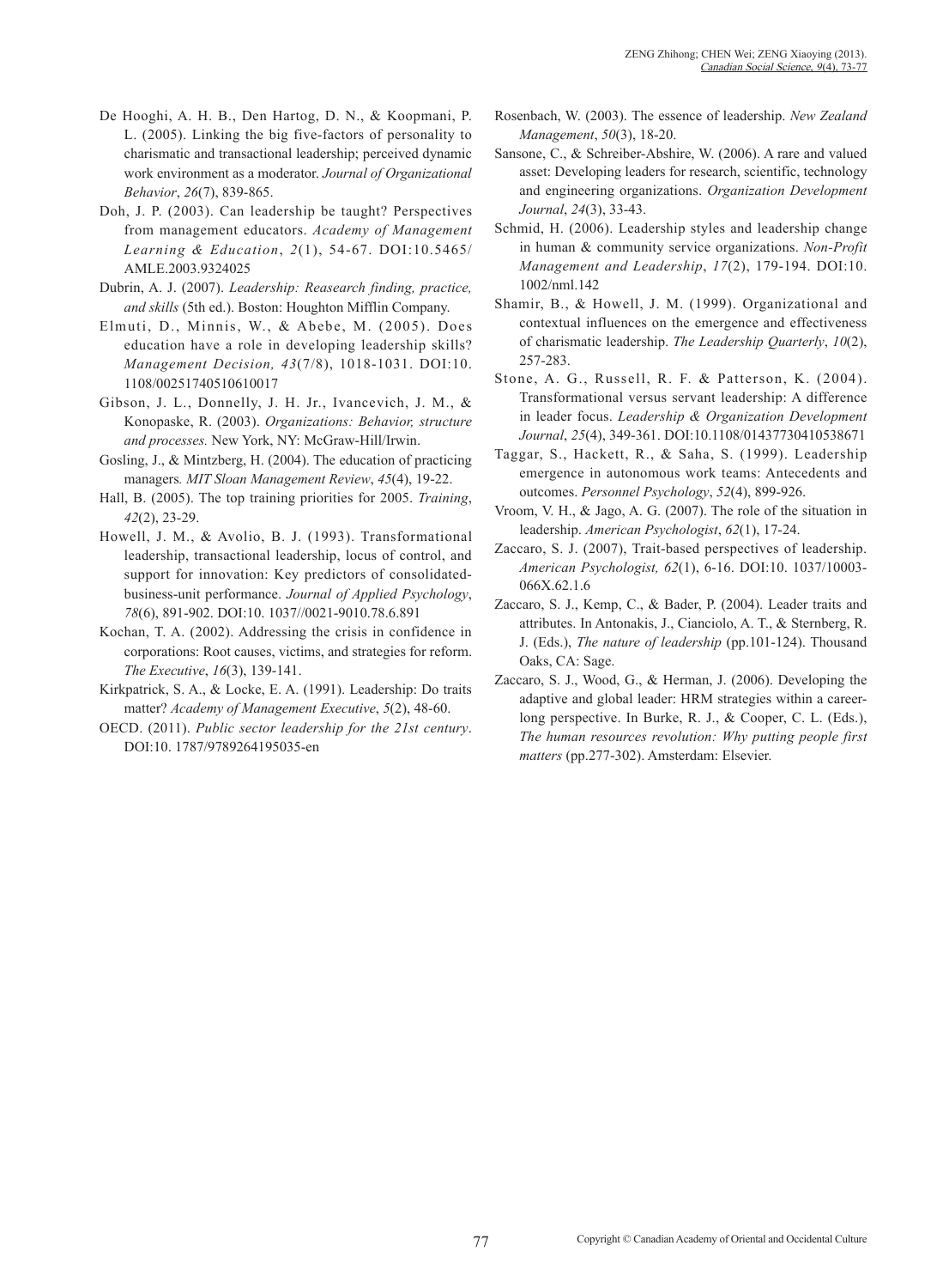De Hooghi, A. H. B., Den Hartog, D. N., & Koopmani, P. L. (2005). Linking the big five-factors of personality to charismatic and transactional leadership; perceived dynamic work environment as a moderator. *Journal of Organizational Behavior*, *26*(7), 839-865.

Doh, J. P. (2003). Can leadership be taught? Perspectives from management educators. *Academy of Management Learning & Education*, *2*(1), 54-67. DOI:10.5465/AMLE.2003.9324025

Dubrin, A. J. (2007). *Leadership: Reasearch finding, practice, and skills* (5th ed.). Boston: Houghton Mifflin Company.

Elmuti, D., Minnis, W., & Abebe, M. (2005). Does education have a role in developing leadership skills? *Management Decision, 43*(7/8), 1018-1031. DOI:10.1108/00251740510610017

Gibson, J. L., Donnelly, J. H. Jr., Ivancevich, J. M., & Konopaske, R. (2003). *Organizations: Behavior, structure and processes.* New York, NY: McGraw-Hill/Irwin.

Gosling, J., & Mintzberg, H. (2004). The education of practicing managers*. MIT Sloan Management Review*, *45*(4), 19-22.

Hall, B. (2005). The top training priorities for 2005. *Training*, *42*(2), 23-29.

Howell, J. M., & Avolio, B. J. (1993). Transformational leadership, transactional leadership, locus of control, and support for innovation: Key predictors of consolidated-business-unit performance. *Journal of Applied Psychology*, *78*(6), 891-902. DOI:10. 1037//0021-9010.78.6.891

Kochan, T. A. (2002). Addressing the crisis in confidence in corporations: Root causes, victims, and strategies for reform. *The Executive*, *16*(3), 139-141.

Kirkpatrick, S. A., & Locke, E. A. (1991). Leadership: Do traits matter? *Academy of Management Executive*, *5*(2), 48-60.

OECD. (2011). *Public sector leadership for the 21st century*. DOI:10. 1787/9789264195035-en

Rosenbach, W. (2003). The essence of leadership. *New Zealand Management*, *50*(3), 18-20.

Sansone, C., & Schreiber-Abshire, W. (2006). A rare and valued asset: Developing leaders for research, scientific, technology and engineering organizations. *Organization Development Journal*, *24*(3), 33-43.

Schmid, H. (2006). Leadership styles and leadership change in human & community service organizations. *Non-Profit Management and Leadership*, *17*(2), 179-194. DOI:10.1002/nml.142

Shamir, B., & Howell, J. M. (1999). Organizational and contextual influences on the emergence and effectiveness of charismatic leadership. *The Leadership Quarterly*, *10*(2), 257-283.

Stone, A. G., Russell, R. F. & Patterson, K. (2004). Transformational versus servant leadership: A difference in leader focus. *Leadership & Organization Development Journal*, *25*(4), 349-361. DOI:10.1108/01437730410538671

Taggar, S., Hackett, R., & Saha, S. (1999). Leadership emergence in autonomous work teams: Antecedents and outcomes. *Personnel Psychology*, *52*(4), 899-926.

Vroom, V. H., & Jago, A. G. (2007). The role of the situation in leadership. *American Psychologist*, *62*(1), 17-24.

Zaccaro, S. J. (2007), Trait-based perspectives of leadership. *American Psychologist, 62*(1), 6-16. DOI:10. 1037/10003-066X.62.1.6

Zaccaro, S. J., Kemp, C., & Bader, P. (2004). Leader traits and attributes. In Antonakis, J., Cianciolo, A. T., & Sternberg, R. J. (Eds.), *The nature of leadership* (pp.101-124). Thousand Oaks, CA: Sage.

Zaccaro, S. J., Wood, G., & Herman, J. (2006). Developing the adaptive and global leader: HRM strategies within a career-long perspective. In Burke, R. J., & Cooper, C. L. (Eds.), *The human resources revolution: Why putting people first matters* (pp.277-302). Amsterdam: Elsevier.